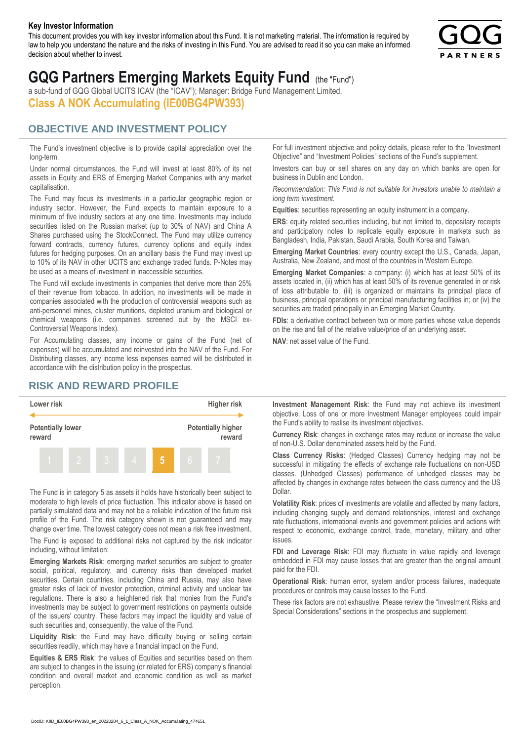## Key Investor Information

This document provides you with key investor information about this Fund. It is not marketing material. The information is required by law to help you understand the nature and the risks of investing in this Fund. You are advised to read it so you can make an informed decision about whether to invest.

# GQG Partners Emerging Markets Equity Fund (the "Fund")

a sub-fund of GQG Global UCITS ICAV (the "ICAV"); Manager: Bridge Fund Management Limited.

**Class A NOK Accumulating (IE00BG4PW393)**

## OBJECTIVE AND INVESTMENT POLICY

The Fund's investment objective is to provide capital appreciation over the long-term.

Under normal circumstances, the Fund will invest at least 80% of its net assets in Equity and ERS of Emerging Market Companies with any market capitalisation.

The Fund may focus its investments in a particular geographic region or industry sector. However, the Fund expects to maintain exposure to a minimum of five industry sectors at any one time. Investments may include securities listed on the Russian market (up to 30% of NAV) and China A Shares purchased using the StockConnect. The Fund may utilize currency forward contracts, currency futures, currency options and equity index futures for hedging purposes. On an ancillary basis the Fund may invest up to 10% of its NAV in other UCITS and exchange traded funds. P-Notes may be used as a means of investment in inaccessible securities.

The Fund will exclude investments in companies that derive more than 25% of their revenue from tobacco. In addition, no investments will be made in companies associated with the production of controversial weapons such as anti-personnel mines, cluster munitions, depleted uranium and biological or chemical weapons (i.e. companies screened out by the MSCI ex-Controversial Weapons Index).

For Accumulating classes, any income or gains of the Fund (net of expenses) will be accumulated and reinvested into the NAV of the Fund. For Distributing classes, any income less expenses earned will be distributed in accordance with the distribution policy in the prospectus.

For full investment objective and policy details, please refer to the "Investment Objective" and "Investment Policies" sections of the Fund's supplement.

Investors can buy or sell shares on any day on which banks are open for business in Dublin and London.

*Recommendation: This Fund is not suitable for investors unable to maintain a long term investment.*

**Equities**: securities representing an equity instrument in a company.

**ERS**: equity related securities including, but not limited to, depositary receipts and participatory notes to replicate equity exposure in markets such as Bangladesh, India, Pakistan, Saudi Arabia, South Korea and Taiwan.

**Emerging Market Countries**: every country except the U.S., Canada, Japan, Australia, New Zealand, and most of the countries in Western Europe.

**Emerging Market Companies**: a company: (i) which has at least 50% of its assets located in, (ii) which has at least 50% of its revenue generated in or risk of loss attributable to, (iii) is organized or maintains its principal place of business, principal operations or principal manufacturing facilities in; or (iv) the securities are traded principally in an Emerging Market Country.

**FDIs**: a derivative contract between two or more parties whose value depends on the rise and fall of the relative value/price of an underlying asset.

**NAV**: net asset value of the Fund.

## RISK AND REWARD PROFILE

| Lower risk | | | | | | Higher risk |
|---|---|---|---|---|---|---|
| Potentially lower reward | | | | | | Potentially higher reward |
| 1 | 2 | 3 | 4 | **5** | 6 | 7 |

The Fund is in category 5 as assets it holds have historically been subject to moderate to high levels of price fluctuation. This indicator above is based on partially simulated data and may not be a reliable indication of the future risk profile of the Fund. The risk category shown is not guaranteed and may change over time. The lowest category does not mean a risk free investment.

The Fund is exposed to additional risks not captured by the risk indicator including, without limitation:

**Emerging Markets Risk**: emerging market securities are subject to greater social, political, regulatory, and currency risks than developed market securities. Certain countries, including China and Russia, may also have greater risks of lack of investor protection, criminal activity and unclear tax regulations. There is also a heightened risk that monies from the Fund's investments may be subject to government restrictions on payments outside of the issuers' country. These factors may impact the liquidity and value of such securities and, consequently, the value of the Fund.

**Liquidity Risk**: the Fund may have difficulty buying or selling certain securities readily, which may have a financial impact on the Fund.

**Equities & ERS Risk**: the values of Equities and securities based on them are subject to changes in the issuing (or related for ERS) company's financial condition and overall market and economic condition as well as market perception.

**Investment Management Risk**: the Fund may not achieve its investment objective. Loss of one or more Investment Manager employees could impair the Fund's ability to realise its investment objectives.

**Currency Risk**: changes in exchange rates may reduce or increase the value of non-U.S. Dollar denominated assets held by the Fund.

**Class Currency Risks**: (Hedged Classes) Currency hedging may not be successful in mitigating the effects of exchange rate fluctuations on non-USD classes. (Unhedged Classes) performance of unhedged classes may be affected by changes in exchange rates between the class currency and the US Dollar.

**Volatility Risk**: prices of investments are volatile and affected by many factors, including changing supply and demand relationships, interest and exchange rate fluctuations, international events and government policies and actions with respect to economic, exchange control, trade, monetary, military and other issues.

**FDI and Leverage Risk**: FDI may fluctuate in value rapidly and leverage embedded in FDI may cause losses that are greater than the original amount paid for the FDI.

**Operational Risk**: human error, system and/or process failures, inadequate procedures or controls may cause losses to the Fund.

These risk factors are not exhaustive. Please review the "Investment Risks and Special Considerations" sections in the prospectus and supplement.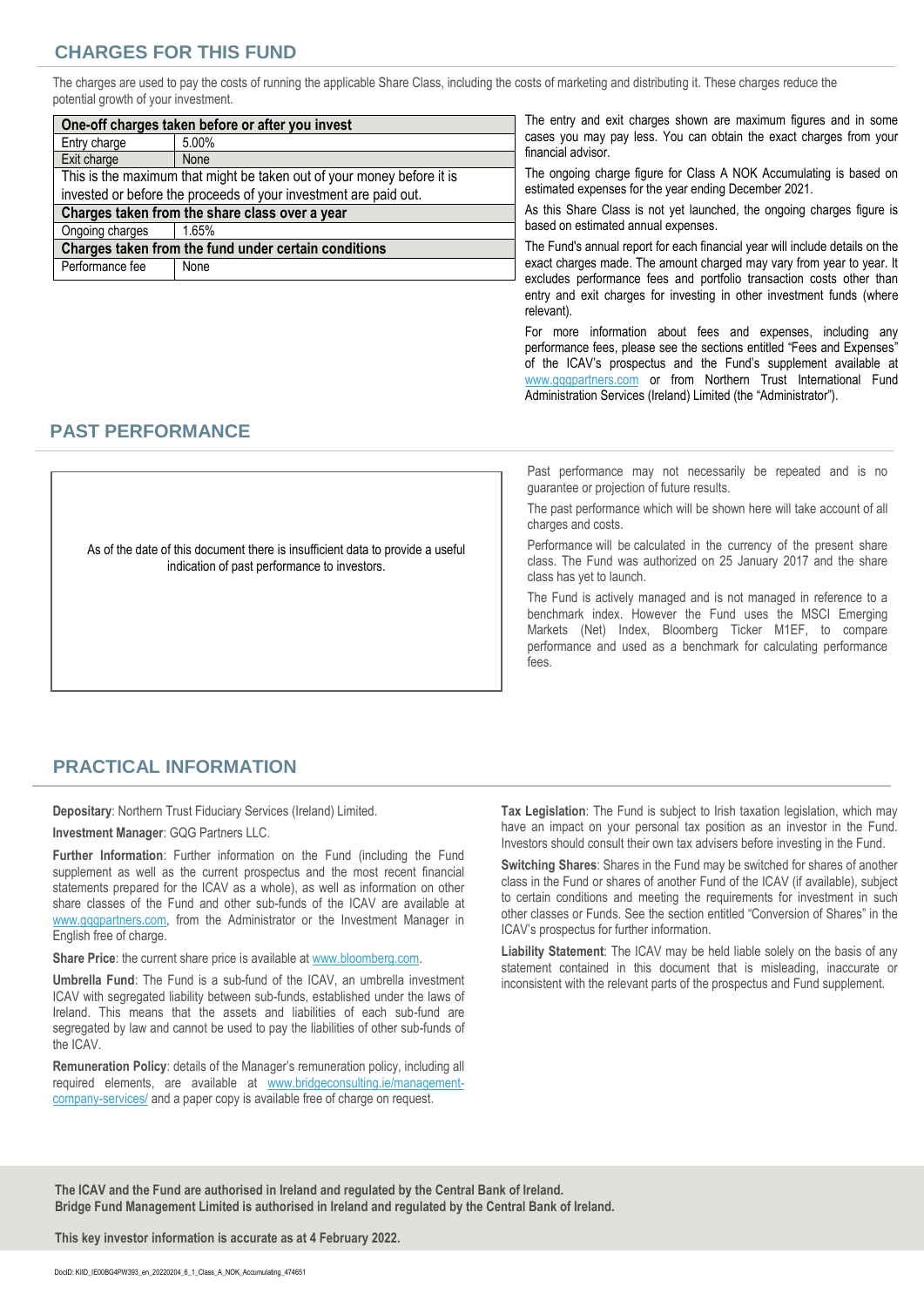## CHARGES FOR THIS FUND

The charges are used to pay the costs of running the applicable Share Class, including the costs of marketing and distributing it. These charges reduce the potential growth of your investment.

| One-off charges taken before or after you invest | |
|---|---|
| Entry charge | 5.00% |
| Exit charge | None |
| This is the maximum that might be taken out of your money before it is invested or before the proceeds of your investment are paid out. | |
| **Charges taken from the share class over a year** | |
| Ongoing charges | 1.65% |
| **Charges taken from the fund under certain conditions** | |
| Performance fee | None |

The entry and exit charges shown are maximum figures and in some cases you may pay less. You can obtain the exact charges from your financial advisor.

The ongoing charge figure for Class A NOK Accumulating is based on estimated expenses for the year ending December 2021.

As this Share Class is not yet launched, the ongoing charges figure is based on estimated annual expenses.

The Fund's annual report for each financial year will include details on the exact charges made. The amount charged may vary from year to year. It excludes performance fees and portfolio transaction costs other than entry and exit charges for investing in other investment funds (where relevant).

For more information about fees and expenses, including any performance fees, please see the sections entitled "Fees and Expenses" of the ICAV's prospectus and the Fund's supplement available at www.gqgpartners.com or from Northern Trust International Fund Administration Services (Ireland) Limited (the "Administrator").

## PAST PERFORMANCE

As of the date of this document there is insufficient data to provide a useful indication of past performance to investors.

Past performance may not necessarily be repeated and is no guarantee or projection of future results.

The past performance which will be shown here will take account of all charges and costs.

Performance will be calculated in the currency of the present share class. The Fund was authorized on 25 January 2017 and the share class has yet to launch.

The Fund is actively managed and is not managed in reference to a benchmark index. However the Fund uses the MSCI Emerging Markets (Net) Index, Bloomberg Ticker M1EF, to compare performance and used as a benchmark for calculating performance fees.

## PRACTICAL INFORMATION

**Depositary**: Northern Trust Fiduciary Services (Ireland) Limited.

**Investment Manager**: GQG Partners LLC.

**Further Information**: Further information on the Fund (including the Fund supplement as well as the current prospectus and the most recent financial statements prepared for the ICAV as a whole), as well as information on other share classes of the Fund and other sub-funds of the ICAV are available at www.gqgpartners.com, from the Administrator or the Investment Manager in English free of charge.

**Share Price**: the current share price is available at www.bloomberg.com.

**Umbrella Fund**: The Fund is a sub-fund of the ICAV, an umbrella investment ICAV with segregated liability between sub-funds, established under the laws of Ireland. This means that the assets and liabilities of each sub-fund are segregated by law and cannot be used to pay the liabilities of other sub-funds of the ICAV.

**Remuneration Policy**: details of the Manager's remuneration policy, including all required elements, are available at www.bridgeconsulting.ie/management-company-services/ and a paper copy is available free of charge on request.

**Tax Legislation**: The Fund is subject to Irish taxation legislation, which may have an impact on your personal tax position as an investor in the Fund. Investors should consult their own tax advisers before investing in the Fund.

**Switching Shares**: Shares in the Fund may be switched for shares of another class in the Fund or shares of another Fund of the ICAV (if available), subject to certain conditions and meeting the requirements for investment in such other classes or Funds. See the section entitled "Conversion of Shares" in the ICAV's prospectus for further information.

**Liability Statement**: The ICAV may be held liable solely on the basis of any statement contained in this document that is misleading, inaccurate or inconsistent with the relevant parts of the prospectus and Fund supplement.

**The ICAV and the Fund are authorised in Ireland and regulated by the Central Bank of Ireland.**
**Bridge Fund Management Limited is authorised in Ireland and regulated by the Central Bank of Ireland.**

**This key investor information is accurate as at 4 February 2022.**

DocID: KIID_IE00BG4PW393_en_20220204_6_1_Class_A_NOK_Accumulating_474651